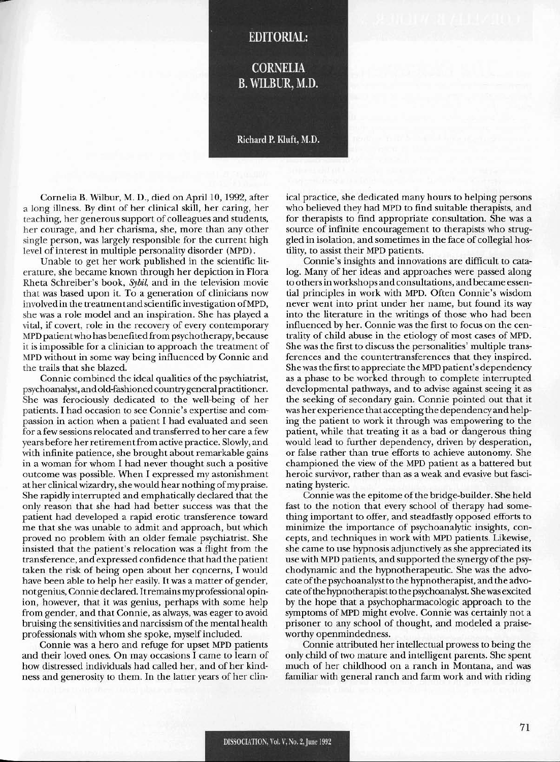# EDITORIAL:

## CORNELIA B. WILBUR, M.D.

**Richard P. Kluft, M.D.**

Cornelia B. Wilbur, M. D., died on April 10, 1992, after a long illness. By dint of her clinical skill, her caring, her teaching, her generous support of colleagues and students, her courage, and her charisma, she, more than any other single person, was largely responsible for the current high level of interest in multiple personality disorder (MPD).

Unable to get her work published in the scientific literature, she became known through her depiction in Flora Rheta Schreiber's book, *Sybil*, and in the television movie that was based upon it. To a generation of clinicians now involved in the treatment and scientific investigation of MPD, she was a role model and an inspiration. She has played a vital, if covert, role in the recovery of every contemporary MPD patient who has benefited from psychotherapy, because it is impossible for a clinician to approach the treatment of MPD without in some way being influenced by Connie and the trails that she blazed.

Connie combined the ideal qualities of the psychiatrist, psychoanalyst, and old-fashioned country general practitioner. She was ferociously dedicated to the well-being of her patients. I had occasion to see Connie's expertise and compassion in action when a patient I had evaluated and seen for a few sessions relocated and transferred to her care a few years before her retirement from active practice. Slowly, and with infinite patience, she brought about remarkable gains in a woman for whom I had never thought such a positive outcome was possible. When I expressed my astonishment at her clinical wizardry, she would hear nothing of my praise. She rapidly interrupted and emphatically declared that the only reason that she had had better success was that the patient had developed a rapid erotic transference toward me that she was unable to admit and approach, but which proved no problem with an older female psychiatrist. She insisted that the patient's relocation was a flight from the transference, and expressed confidence that had the patient taken the risk of being open about her concerns, I would have been able to help her easily. It was a matter of gender, not genius, Connie declared. It remains my professional opinion, however, that it was genius, perhaps with some help from gender, and that Connie, as always, was eager to avoid bruising the sensitivities and narcissism of the mental health professionals with whom she spoke, myself included.

Connie was a hero and refuge for upset MPD patients and their loved ones. On may occasions I came to learn of how distressed individuals had called her, and of her kindness and generosity to them. In the latter years of her clinical practice, she dedicated many hours to helping persons who believed they had MPD to find suitable therapists, and for therapists to find appropriate consultation. She was a source of infinite encouragement to therapists who struggled in isolation, and sometimes in the face of collegial hostility, to assist their MPD patients.

Connie's insights and innovations are difficult to catalog. Many of her ideas and approaches were passed along to others in workshops and consultations, and became essential principles in work with MPD. Often Connie's wisdom never went into print under her name, but found its way into the literature in the writings of those who had been influenced by her. Connie was the first to focus on the centrality of child abuse in the etiology of most cases of MPD. She was the first to discuss the personalities' multiple transferences and the countertransferences that they inspired. She was the first to appreciate the MPD patient's dependency as a phase to be worked through to complete interrupted developmental pathways, and to advise against seeing it as the seeking of secondary gain. Connie pointed out that it was her experience that accepting the dependency and helping the patient to work it through was empowering to the patient, while that treating it as a bad or dangerous thing would lead to further dependency, driven by desperation, or false rather than true efforts to achieve autonomy. She championed the view of the MPD patient as a battered but heroic survivor, rather than as a weak and evasive but fascinating hysteric.

Connie was the epitome of the bridge-builder. She held fast to the notion that every school of therapy had something important to offer, and steadfastly opposed efforts to minimize the importance of psychoanalytic insights, concepts, and techniques in work with MPD patients. Likewise, she came to use hypnosis adjunctively as she appreciated its use with MPD patients, and supported the synergy of the psychodynamic and the hypnotherapeutic. She was the advocate of the psychoanalyst to the hypnotherapist, and the advocate of the hypnotherapist to the psychoanalyst. She was excited by the hope that a psychopharmacologic approach to the symptoms of MPD might evolve. Connie was certainly not a prisoner to any school of thought, and modeled a praiseworthy openmindedness.

Connie attributed her intellectual prowess to being the only child of two mature and intelligent parents. She spent much of her childhood on a ranch in Montana, and was familiar with general ranch and farm work and with riding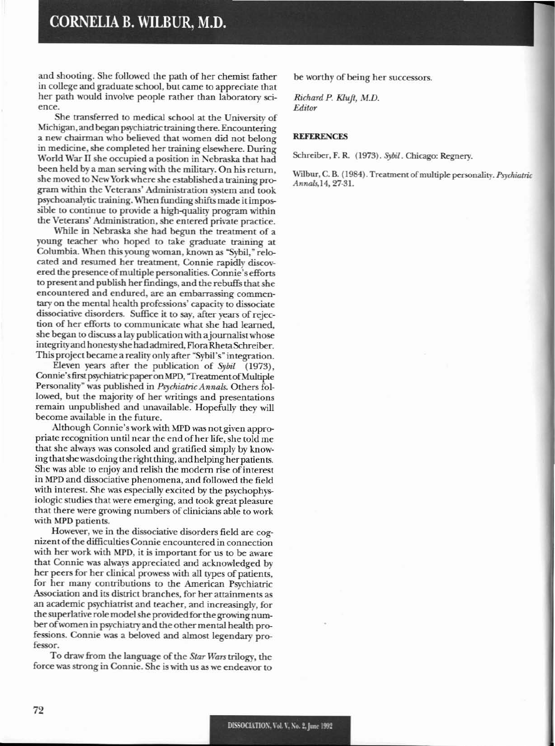and shooting. She followed the path of her chemist father in college and graduate school, but came to appreciate that her path would involve people rather than laboratory science.

She transferred to medical school at the University of Michigan, and began psychiatric training there. Encountering a new chairman who believed that women did not belong in medicine, she completed her training elsewhere. During World War II she occupied a position in Nebraska that had been held by a man serving with the military. On his return, she moved to New York where she established a training program within the Veterans' Administration system and took psychoanalytic training. When funding shifts made it impossible to continue to provide a high-quality program within the Veterans' Administration, she entered private practice.

While in Nebraska she had begun the treatment of a young teacher who hoped to take graduate training at Columbia. When this young woman, known as "Sybil," relocated and resumed her treatment, Connie rapidly discovered the presence of multiple personalities. Connie's efforts to present and publish her findings, and the rebuffs that she encountered and endured, are an embarrassing commentary on the mental health professions' capacity to dissociate dissociative disorders. Suffice it to say, after years of rejection of her efforts to communicate what she had learned, she began to discuss a lay publication with a journalist whose integrity and honesty she had admired, Flora Rheta Schreiber. This project became a reality only after "Sybil's" integration.

Eleven years after the publication of *Sybil* (1973), Connie's first psychiatric paper on MPD, "Treatment of Multiple Personality" was published in *Psychiatric Annals*. Others followed, but the majority of her writings and presentations remain unpublished and unavailable. Hopefully they will become available in the future.

Although Connie's work with MPD was not given appropriate recognition until near the end of her life, she told me that she always was consoled and gratified simply by knowing that she was doing the right thing, and helping her patients. She was able to enjoy and relish the modern rise of interest in MPD and dissociative phenomena, and followed the field with interest. She was especially excited by the psychophysiologic studies that were emerging, and took great pleasure that there were growing numbers of clinicians able to work with MPD patients.

However, we in the dissociative disorders field are cognizent of the difficulties Connie encountered in connection with her work with MPD, it is important for us to be aware that Connie was always appreciated and acknowledged by her peers for her clinical prowess with all types of patients, for her many contributions to the American Psychiatric Association and its district branches, for her attainments as an academic psychiatrist and teacher, and increasingly, for the superlative role model she provided for the growing number of women in psychiatry and the other mental health professions. Connie was a beloved and almost legendary professor.

To draw from the language of the *Star Wars* trilogy, the force was strong in Connie. She is with us as we endeavor to be worthy of being her successors.

*Richard P. Kluft, M.D.*
*Editor*

## REFERENCES

Schreiber, F. R. (1973). *Sybil*. Chicago: Regnery.

Wilbur, C. B. (1984). Treatment of multiple personality. *Psychiatric Annals*, 14, 27-31.